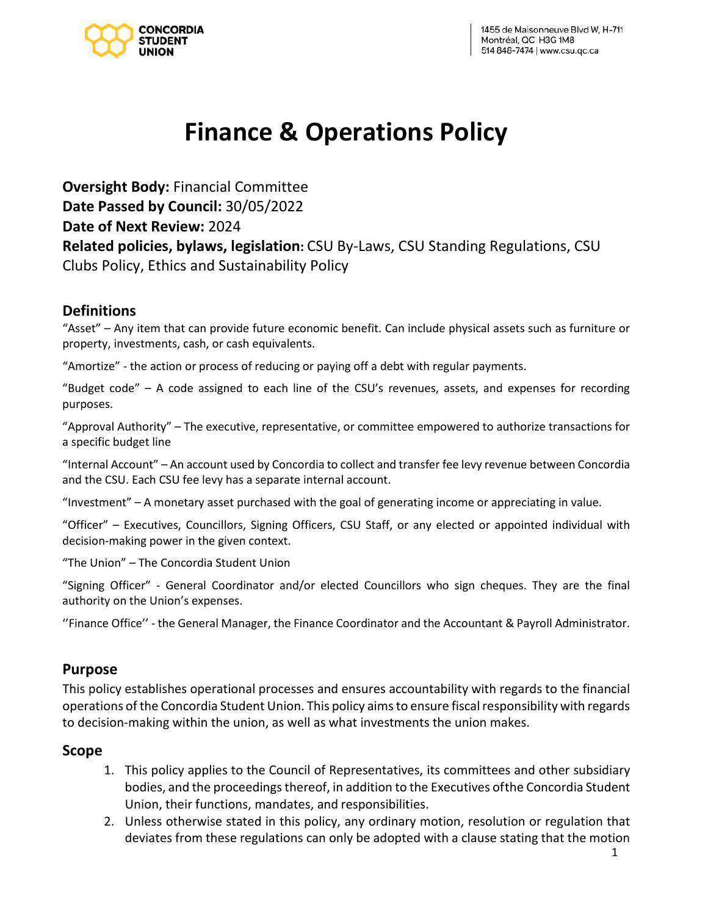# Finance & Operations Policy

**Oversight Body:** Financial Committee
**Date Passed by Council:** 30/05/2022
**Date of Next Review:** 2024
**Related policies, bylaws, legislation:** CSU By-Laws, CSU Standing Regulations, CSU Clubs Policy, Ethics and Sustainability Policy

## Definitions

"Asset" – Any item that can provide future economic benefit. Can include physical assets such as furniture or property, investments, cash, or cash equivalents.

"Amortize" - the action or process of reducing or paying off a debt with regular payments.

"Budget code" – A code assigned to each line of the CSU's revenues, assets, and expenses for recording purposes.

"Approval Authority" – The executive, representative, or committee empowered to authorize transactions for a specific budget line

"Internal Account" – An account used by Concordia to collect and transfer fee levy revenue between Concordia and the CSU. Each CSU fee levy has a separate internal account.

"Investment" – A monetary asset purchased with the goal of generating income or appreciating in value.

"Officer" – Executives, Councillors, Signing Officers, CSU Staff, or any elected or appointed individual with decision-making power in the given context.

"The Union" – The Concordia Student Union

"Signing Officer" - General Coordinator and/or elected Councillors who sign cheques. They are the final authority on the Union's expenses.

''Finance Office'' - the General Manager, the Finance Coordinator and the Accountant & Payroll Administrator.

## Purpose

This policy establishes operational processes and ensures accountability with regards to the financial operations of the Concordia Student Union. This policy aims to ensure fiscal responsibility with regards to decision-making within the union, as well as what investments the union makes.

## Scope

1. This policy applies to the Council of Representatives, its committees and other subsidiary bodies, and the proceedings thereof, in addition to the Executives ofthe Concordia Student Union, their functions, mandates, and responsibilities.
2. Unless otherwise stated in this policy, any ordinary motion, resolution or regulation that deviates from these regulations can only be adopted with a clause stating that the motion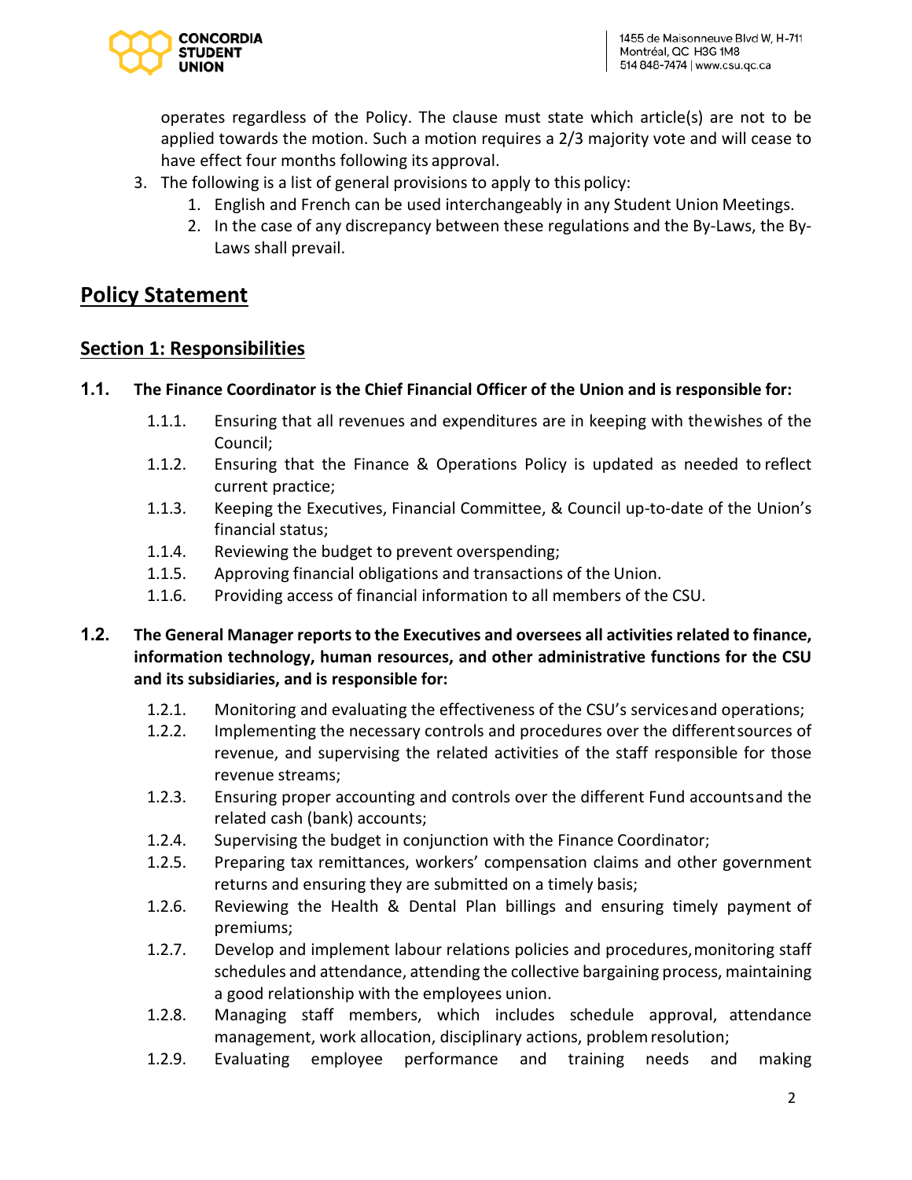operates regardless of the Policy. The clause must state which article(s) are not to be applied towards the motion. Such a motion requires a 2/3 majority vote and will cease to have effect four months following its approval.

3. The following is a list of general provisions to apply to this policy:
    1. English and French can be used interchangeably in any Student Union Meetings.
    2. In the case of any discrepancy between these regulations and the By-Laws, the By-Laws shall prevail.

# Policy Statement

## Section 1: Responsibilities

### 1.1. The Finance Coordinator is the Chief Financial Officer of the Union and is responsible for:

- 1.1.1. Ensuring that all revenues and expenditures are in keeping with the wishes of the Council;
- 1.1.2. Ensuring that the Finance & Operations Policy is updated as needed to reflect current practice;
- 1.1.3. Keeping the Executives, Financial Committee, & Council up-to-date of the Union's financial status;
- 1.1.4. Reviewing the budget to prevent overspending;
- 1.1.5. Approving financial obligations and transactions of the Union.
- 1.1.6. Providing access of financial information to all members of the CSU.

### 1.2. The General Manager reports to the Executives and oversees all activities related to finance, information technology, human resources, and other administrative functions for the CSU and its subsidiaries, and is responsible for:

- 1.2.1. Monitoring and evaluating the effectiveness of the CSU's services and operations;
- 1.2.2. Implementing the necessary controls and procedures over the different sources of revenue, and supervising the related activities of the staff responsible for those revenue streams;
- 1.2.3. Ensuring proper accounting and controls over the different Fund accounts and the related cash (bank) accounts;
- 1.2.4. Supervising the budget in conjunction with the Finance Coordinator;
- 1.2.5. Preparing tax remittances, workers' compensation claims and other government returns and ensuring they are submitted on a timely basis;
- 1.2.6. Reviewing the Health & Dental Plan billings and ensuring timely payment of premiums;
- 1.2.7. Develop and implement labour relations policies and procedures, monitoring staff schedules and attendance, attending the collective bargaining process, maintaining a good relationship with the employees union.
- 1.2.8. Managing staff members, which includes schedule approval, attendance management, work allocation, disciplinary actions, problem resolution;
- 1.2.9. Evaluating employee performance and training needs and making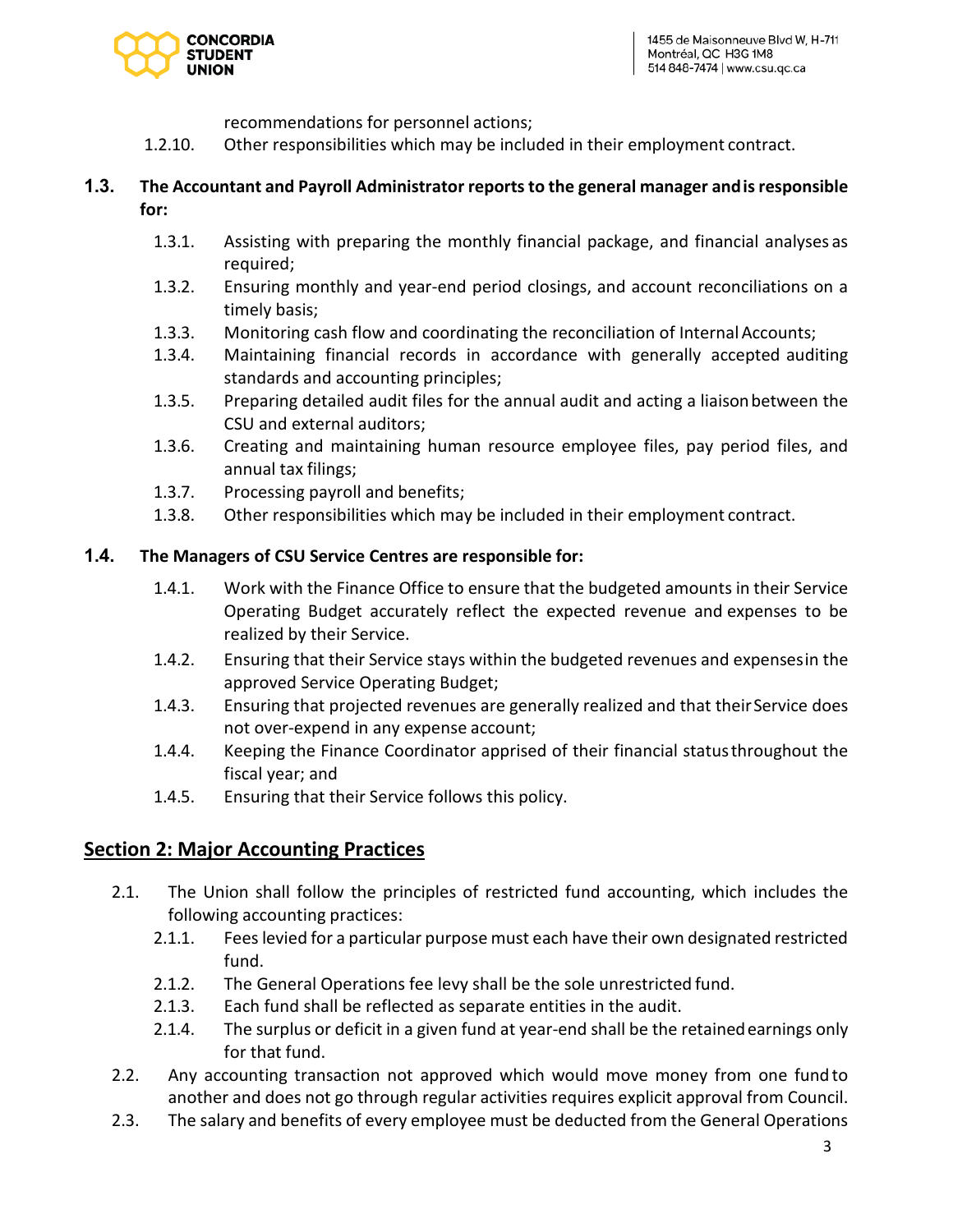recommendations for personnel actions;

1.2.10. Other responsibilities which may be included in their employment contract.

### 1.3. The Accountant and Payroll Administrator reports to the general manager and is responsible for:

1.3.1. Assisting with preparing the monthly financial package, and financial analyses as required;

1.3.2. Ensuring monthly and year-end period closings, and account reconciliations on a timely basis;

1.3.3. Monitoring cash flow and coordinating the reconciliation of Internal Accounts;

1.3.4. Maintaining financial records in accordance with generally accepted auditing standards and accounting principles;

1.3.5. Preparing detailed audit files for the annual audit and acting a liaison between the CSU and external auditors;

1.3.6. Creating and maintaining human resource employee files, pay period files, and annual tax filings;

1.3.7. Processing payroll and benefits;

1.3.8. Other responsibilities which may be included in their employment contract.

### 1.4. The Managers of CSU Service Centres are responsible for:

1.4.1. Work with the Finance Office to ensure that the budgeted amounts in their Service Operating Budget accurately reflect the expected revenue and expenses to be realized by their Service.

1.4.2. Ensuring that their Service stays within the budgeted revenues and expenses in the approved Service Operating Budget;

1.4.3. Ensuring that projected revenues are generally realized and that their Service does not over-expend in any expense account;

1.4.4. Keeping the Finance Coordinator apprised of their financial status throughout the fiscal year; and

1.4.5. Ensuring that their Service follows this policy.

## Section 2: Major Accounting Practices

2.1. The Union shall follow the principles of restricted fund accounting, which includes the following accounting practices:

2.1.1. Fees levied for a particular purpose must each have their own designated restricted fund.

2.1.2. The General Operations fee levy shall be the sole unrestricted fund.

2.1.3. Each fund shall be reflected as separate entities in the audit.

2.1.4. The surplus or deficit in a given fund at year-end shall be the retained earnings only for that fund.

2.2. Any accounting transaction not approved which would move money from one fund to another and does not go through regular activities requires explicit approval from Council.

2.3. The salary and benefits of every employee must be deducted from the General Operations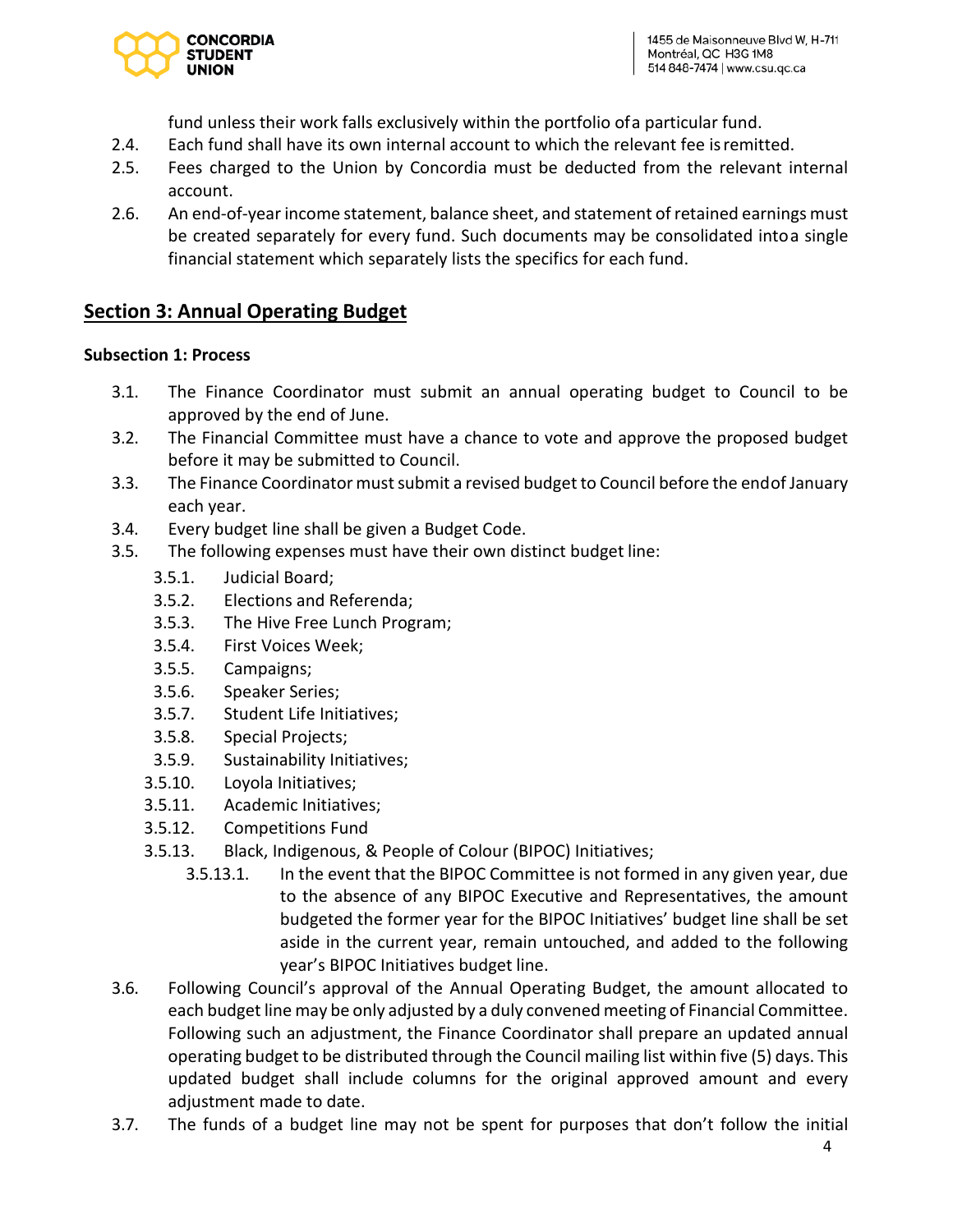fund unless their work falls exclusively within the portfolio of a particular fund.

2.4. Each fund shall have its own internal account to which the relevant fee is remitted.

2.5. Fees charged to the Union by Concordia must be deducted from the relevant internal account.

2.6. An end-of-year income statement, balance sheet, and statement of retained earnings must be created separately for every fund. Such documents may be consolidated into a single financial statement which separately lists the specifics for each fund.

## Section 3: Annual Operating Budget

**Subsection 1: Process**

3.1. The Finance Coordinator must submit an annual operating budget to Council to be approved by the end of June.

3.2. The Financial Committee must have a chance to vote and approve the proposed budget before it may be submitted to Council.

3.3. The Finance Coordinator must submit a revised budget to Council before the end of January each year.

3.4. Every budget line shall be given a Budget Code.

3.5. The following expenses must have their own distinct budget line:

- 3.5.1. Judicial Board;
- 3.5.2. Elections and Referenda;
- 3.5.3. The Hive Free Lunch Program;
- 3.5.4. First Voices Week;
- 3.5.5. Campaigns;
- 3.5.6. Speaker Series;
- 3.5.7. Student Life Initiatives;
- 3.5.8. Special Projects;
- 3.5.9. Sustainability Initiatives;
- 3.5.10. Loyola Initiatives;
- 3.5.11. Academic Initiatives;
- 3.5.12. Competitions Fund
- 3.5.13. Black, Indigenous, & People of Colour (BIPOC) Initiatives;
  - 3.5.13.1. In the event that the BIPOC Committee is not formed in any given year, due to the absence of any BIPOC Executive and Representatives, the amount budgeted the former year for the BIPOC Initiatives' budget line shall be set aside in the current year, remain untouched, and added to the following year's BIPOC Initiatives budget line.

3.6. Following Council's approval of the Annual Operating Budget, the amount allocated to each budget line may be only adjusted by a duly convened meeting of Financial Committee. Following such an adjustment, the Finance Coordinator shall prepare an updated annual operating budget to be distributed through the Council mailing list within five (5) days. This updated budget shall include columns for the original approved amount and every adjustment made to date.

3.7. The funds of a budget line may not be spent for purposes that don't follow the initial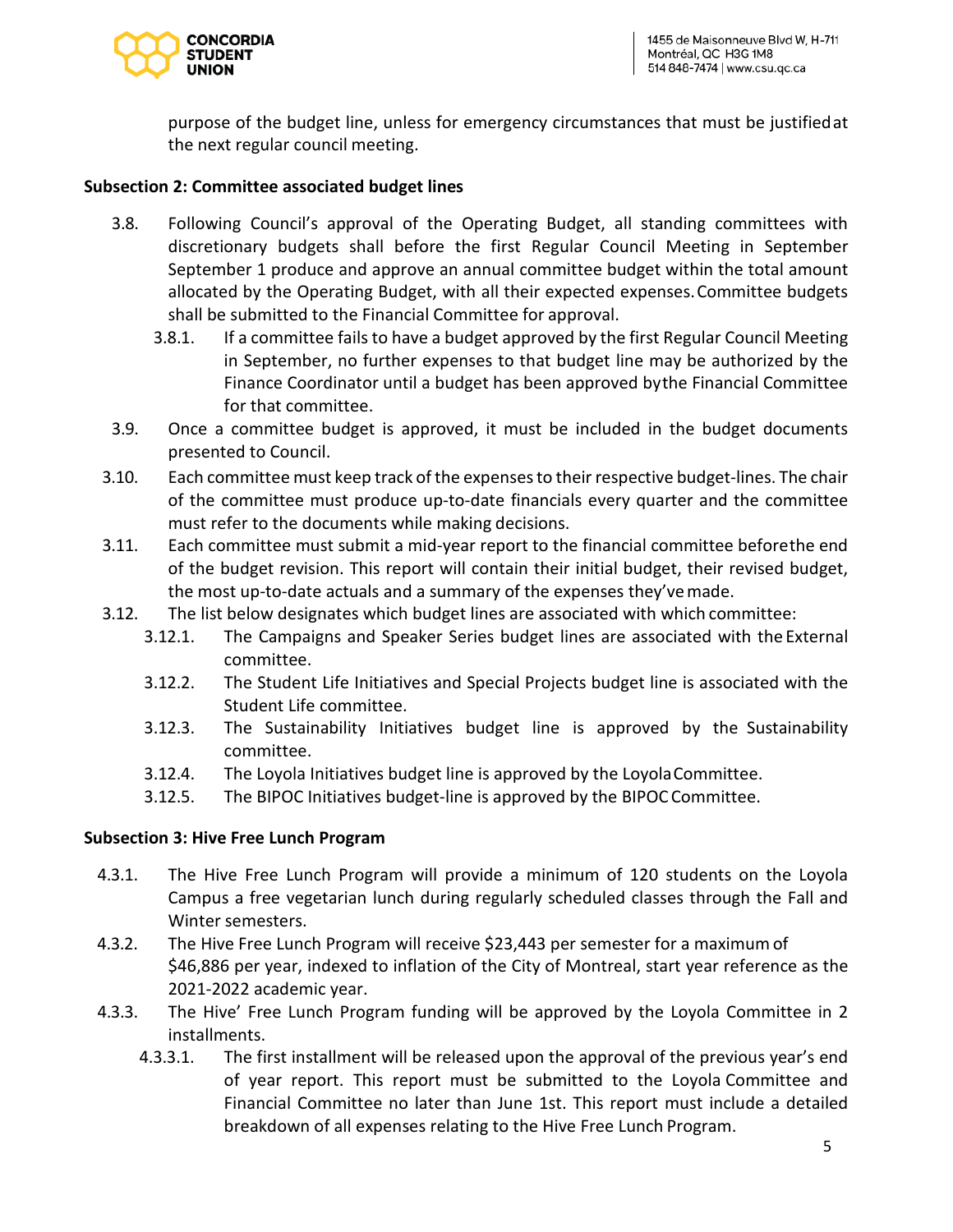purpose of the budget line, unless for emergency circumstances that must be justified at the next regular council meeting.

**Subsection 2: Committee associated budget lines**

3.8. Following Council's approval of the Operating Budget, all standing committees with discretionary budgets shall before the first Regular Council Meeting in September September 1 produce and approve an annual committee budget within the total amount allocated by the Operating Budget, with all their expected expenses. Committee budgets shall be submitted to the Financial Committee for approval.

   3.8.1. If a committee fails to have a budget approved by the first Regular Council Meeting in September, no further expenses to that budget line may be authorized by the Finance Coordinator until a budget has been approved by the Financial Committee for that committee.

3.9. Once a committee budget is approved, it must be included in the budget documents presented to Council.

3.10. Each committee must keep track of the expenses to their respective budget-lines. The chair of the committee must produce up-to-date financials every quarter and the committee must refer to the documents while making decisions.

3.11. Each committee must submit a mid-year report to the financial committee before the end of the budget revision. This report will contain their initial budget, their revised budget, the most up-to-date actuals and a summary of the expenses they've made.

3.12. The list below designates which budget lines are associated with which committee:

   3.12.1. The Campaigns and Speaker Series budget lines are associated with the External committee.

   3.12.2. The Student Life Initiatives and Special Projects budget line is associated with the Student Life committee.

   3.12.3. The Sustainability Initiatives budget line is approved by the Sustainability committee.

   3.12.4. The Loyola Initiatives budget line is approved by the Loyola Committee.

   3.12.5. The BIPOC Initiatives budget-line is approved by the BIPOC Committee.

**Subsection 3: Hive Free Lunch Program**

4.3.1. The Hive Free Lunch Program will provide a minimum of 120 students on the Loyola Campus a free vegetarian lunch during regularly scheduled classes through the Fall and Winter semesters.

4.3.2. The Hive Free Lunch Program will receive $23,443 per semester for a maximum of $46,886 per year, indexed to inflation of the City of Montreal, start year reference as the 2021-2022 academic year.

4.3.3. The Hive' Free Lunch Program funding will be approved by the Loyola Committee in 2 installments.

   4.3.3.1. The first installment will be released upon the approval of the previous year's end of year report. This report must be submitted to the Loyola Committee and Financial Committee no later than June 1st. This report must include a detailed breakdown of all expenses relating to the Hive Free Lunch Program.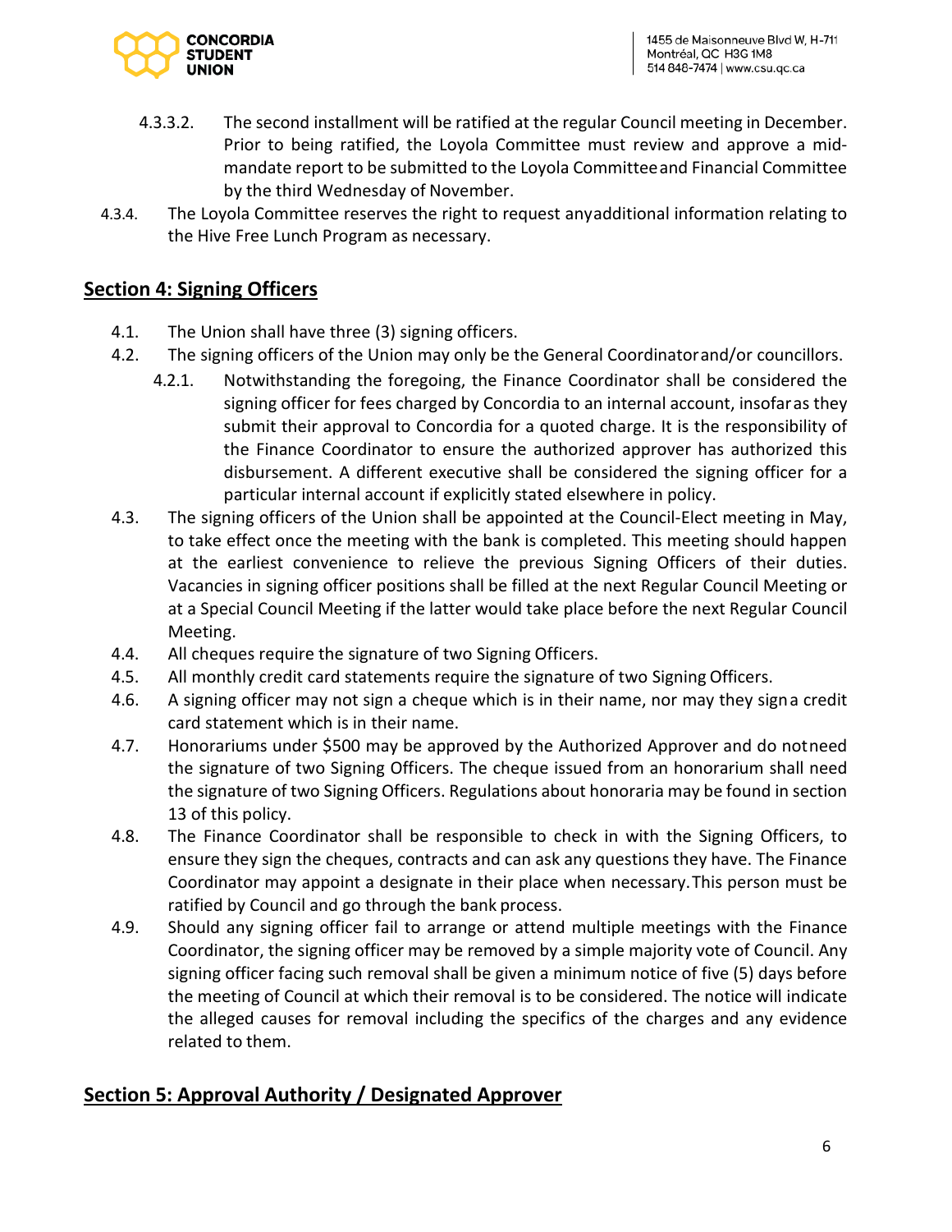4.3.3.2. The second installment will be ratified at the regular Council meeting in December. Prior to being ratified, the Loyola Committee must review and approve a mid-mandate report to be submitted to the Loyola Committee and Financial Committee by the third Wednesday of November.

4.3.4. The Loyola Committee reserves the right to request any additional information relating to the Hive Free Lunch Program as necessary.

## Section 4: Signing Officers

4.1. The Union shall have three (3) signing officers.

4.2. The signing officers of the Union may only be the General Coordinator and/or councillors.

4.2.1. Notwithstanding the foregoing, the Finance Coordinator shall be considered the signing officer for fees charged by Concordia to an internal account, insofar as they submit their approval to Concordia for a quoted charge. It is the responsibility of the Finance Coordinator to ensure the authorized approver has authorized this disbursement. A different executive shall be considered the signing officer for a particular internal account if explicitly stated elsewhere in policy.

4.3. The signing officers of the Union shall be appointed at the Council-Elect meeting in May, to take effect once the meeting with the bank is completed. This meeting should happen at the earliest convenience to relieve the previous Signing Officers of their duties. Vacancies in signing officer positions shall be filled at the next Regular Council Meeting or at a Special Council Meeting if the latter would take place before the next Regular Council Meeting.

4.4. All cheques require the signature of two Signing Officers.

4.5. All monthly credit card statements require the signature of two Signing Officers.

4.6. A signing officer may not sign a cheque which is in their name, nor may they sign a credit card statement which is in their name.

4.7. Honorariums under $500 may be approved by the Authorized Approver and do not need the signature of two Signing Officers. The cheque issued from an honorarium shall need the signature of two Signing Officers. Regulations about honoraria may be found in section 13 of this policy.

4.8. The Finance Coordinator shall be responsible to check in with the Signing Officers, to ensure they sign the cheques, contracts and can ask any questions they have. The Finance Coordinator may appoint a designate in their place when necessary. This person must be ratified by Council and go through the bank process.

4.9. Should any signing officer fail to arrange or attend multiple meetings with the Finance Coordinator, the signing officer may be removed by a simple majority vote of Council. Any signing officer facing such removal shall be given a minimum notice of five (5) days before the meeting of Council at which their removal is to be considered. The notice will indicate the alleged causes for removal including the specifics of the charges and any evidence related to them.

## Section 5: Approval Authority / Designated Approver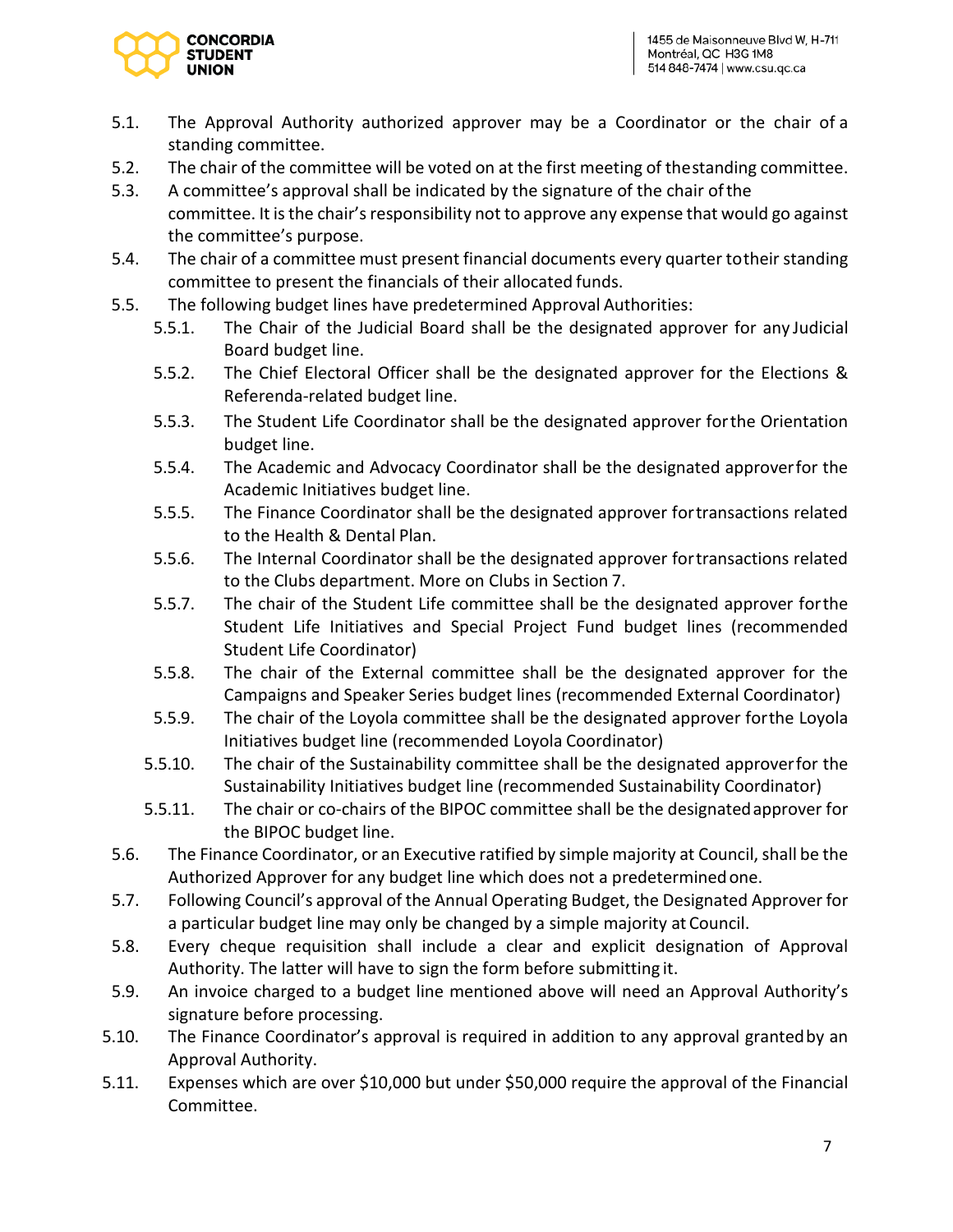5.1. The Approval Authority authorized approver may be a Coordinator or the chair of a standing committee.

5.2. The chair of the committee will be voted on at the first meeting of thestanding committee.

5.3. A committee's approval shall be indicated by the signature of the chair ofthe committee. It is the chair's responsibility not to approve any expense that would go against the committee's purpose.

5.4. The chair of a committee must present financial documents every quarter totheir standing committee to present the financials of their allocated funds.

5.5. The following budget lines have predetermined Approval Authorities:

- 5.5.1. The Chair of the Judicial Board shall be the designated approver for any Judicial Board budget line.
- 5.5.2. The Chief Electoral Officer shall be the designated approver for the Elections & Referenda-related budget line.
- 5.5.3. The Student Life Coordinator shall be the designated approver forthe Orientation budget line.
- 5.5.4. The Academic and Advocacy Coordinator shall be the designated approverfor the Academic Initiatives budget line.
- 5.5.5. The Finance Coordinator shall be the designated approver fortransactions related to the Health & Dental Plan.
- 5.5.6. The Internal Coordinator shall be the designated approver fortransactions related to the Clubs department. More on Clubs in Section 7.
- 5.5.7. The chair of the Student Life committee shall be the designated approver forthe Student Life Initiatives and Special Project Fund budget lines (recommended Student Life Coordinator)
- 5.5.8. The chair of the External committee shall be the designated approver for the Campaigns and Speaker Series budget lines (recommended External Coordinator)
- 5.5.9. The chair of the Loyola committee shall be the designated approver forthe Loyola Initiatives budget line (recommended Loyola Coordinator)
- 5.5.10. The chair of the Sustainability committee shall be the designated approverfor the Sustainability Initiatives budget line (recommended Sustainability Coordinator)
- 5.5.11. The chair or co-chairs of the BIPOC committee shall be the designatedapprover for the BIPOC budget line.

5.6. The Finance Coordinator, or an Executive ratified by simple majority at Council, shall be the Authorized Approver for any budget line which does not a predeterminedone.

5.7. Following Council's approval of the Annual Operating Budget, the Designated Approver for a particular budget line may only be changed by a simple majority at Council.

5.8. Every cheque requisition shall include a clear and explicit designation of Approval Authority. The latter will have to sign the form before submitting it.

5.9. An invoice charged to a budget line mentioned above will need an Approval Authority's signature before processing.

5.10. The Finance Coordinator's approval is required in addition to any approval grantedby an Approval Authority.

5.11. Expenses which are over $10,000 but under $50,000 require the approval of the Financial Committee.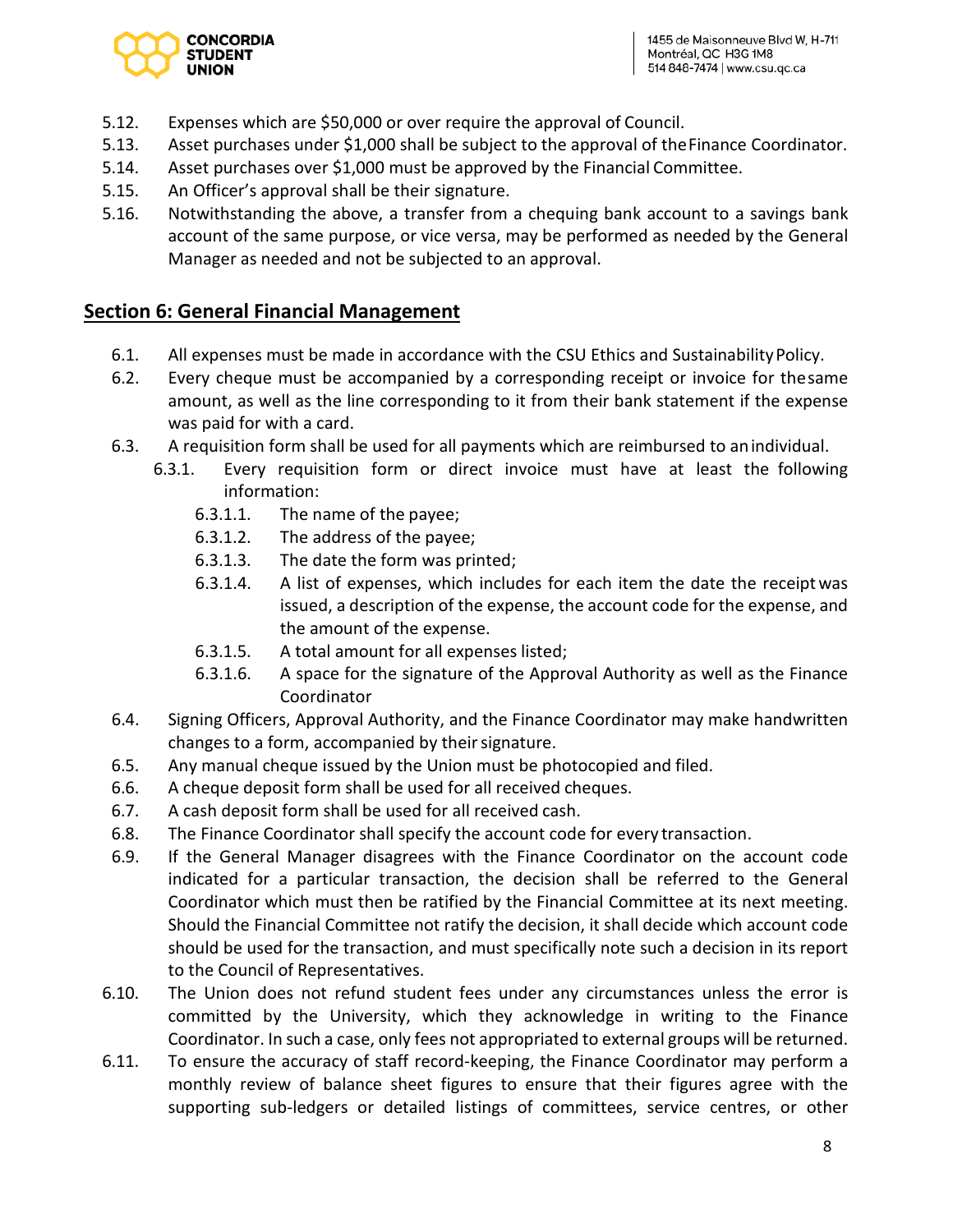5.12. Expenses which are $50,000 or over require the approval of Council.

5.13. Asset purchases under $1,000 shall be subject to the approval of the Finance Coordinator.

5.14. Asset purchases over $1,000 must be approved by the Financial Committee.

5.15. An Officer's approval shall be their signature.

5.16. Notwithstanding the above, a transfer from a chequing bank account to a savings bank account of the same purpose, or vice versa, may be performed as needed by the General Manager as needed and not be subjected to an approval.

## Section 6: General Financial Management

6.1. All expenses must be made in accordance with the CSU Ethics and Sustainability Policy.

6.2. Every cheque must be accompanied by a corresponding receipt or invoice for the same amount, as well as the line corresponding to it from their bank statement if the expense was paid for with a card.

6.3. A requisition form shall be used for all payments which are reimbursed to an individual.

- 6.3.1. Every requisition form or direct invoice must have at least the following information:
  - 6.3.1.1. The name of the payee;
  - 6.3.1.2. The address of the payee;
  - 6.3.1.3. The date the form was printed;
  - 6.3.1.4. A list of expenses, which includes for each item the date the receipt was issued, a description of the expense, the account code for the expense, and the amount of the expense.
  - 6.3.1.5. A total amount for all expenses listed;
  - 6.3.1.6. A space for the signature of the Approval Authority as well as the Finance Coordinator

6.4. Signing Officers, Approval Authority, and the Finance Coordinator may make handwritten changes to a form, accompanied by their signature.

6.5. Any manual cheque issued by the Union must be photocopied and filed.

6.6. A cheque deposit form shall be used for all received cheques.

6.7. A cash deposit form shall be used for all received cash.

6.8. The Finance Coordinator shall specify the account code for every transaction.

6.9. If the General Manager disagrees with the Finance Coordinator on the account code indicated for a particular transaction, the decision shall be referred to the General Coordinator which must then be ratified by the Financial Committee at its next meeting. Should the Financial Committee not ratify the decision, it shall decide which account code should be used for the transaction, and must specifically note such a decision in its report to the Council of Representatives.

6.10. The Union does not refund student fees under any circumstances unless the error is committed by the University, which they acknowledge in writing to the Finance Coordinator. In such a case, only fees not appropriated to external groups will be returned.

6.11. To ensure the accuracy of staff record-keeping, the Finance Coordinator may perform a monthly review of balance sheet figures to ensure that their figures agree with the supporting sub-ledgers or detailed listings of committees, service centres, or other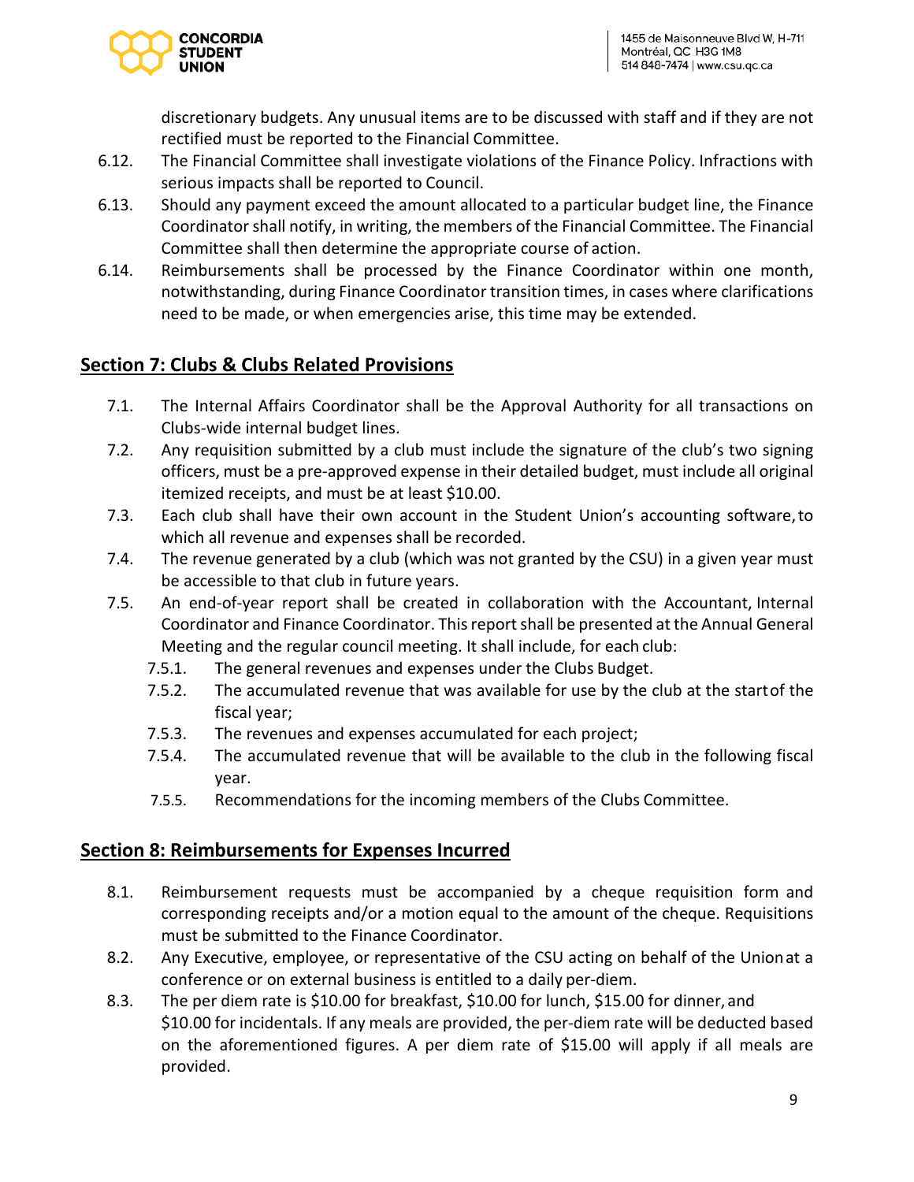discretionary budgets. Any unusual items are to be discussed with staff and if they are not rectified must be reported to the Financial Committee.

6.12. The Financial Committee shall investigate violations of the Finance Policy. Infractions with serious impacts shall be reported to Council.

6.13. Should any payment exceed the amount allocated to a particular budget line, the Finance Coordinator shall notify, in writing, the members of the Financial Committee. The Financial Committee shall then determine the appropriate course of action.

6.14. Reimbursements shall be processed by the Finance Coordinator within one month, notwithstanding, during Finance Coordinator transition times, in cases where clarifications need to be made, or when emergencies arise, this time may be extended.

## Section 7: Clubs & Clubs Related Provisions

7.1. The Internal Affairs Coordinator shall be the Approval Authority for all transactions on Clubs-wide internal budget lines.

7.2. Any requisition submitted by a club must include the signature of the club's two signing officers, must be a pre-approved expense in their detailed budget, must include all original itemized receipts, and must be at least $10.00.

7.3. Each club shall have their own account in the Student Union's accounting software, to which all revenue and expenses shall be recorded.

7.4. The revenue generated by a club (which was not granted by the CSU) in a given year must be accessible to that club in future years.

7.5. An end-of-year report shall be created in collaboration with the Accountant, Internal Coordinator and Finance Coordinator. This report shall be presented at the Annual General Meeting and the regular council meeting. It shall include, for each club:

- 7.5.1. The general revenues and expenses under the Clubs Budget.
- 7.5.2. The accumulated revenue that was available for use by the club at the start of the fiscal year;
- 7.5.3. The revenues and expenses accumulated for each project;
- 7.5.4. The accumulated revenue that will be available to the club in the following fiscal year.
- 7.5.5. Recommendations for the incoming members of the Clubs Committee.

## Section 8: Reimbursements for Expenses Incurred

8.1. Reimbursement requests must be accompanied by a cheque requisition form and corresponding receipts and/or a motion equal to the amount of the cheque. Requisitions must be submitted to the Finance Coordinator.

8.2. Any Executive, employee, or representative of the CSU acting on behalf of the Union at a conference or on external business is entitled to a daily per-diem.

8.3. The per diem rate is $10.00 for breakfast, $10.00 for lunch, $15.00 for dinner, and $10.00 for incidentals. If any meals are provided, the per-diem rate will be deducted based on the aforementioned figures. A per diem rate of $15.00 will apply if all meals are provided.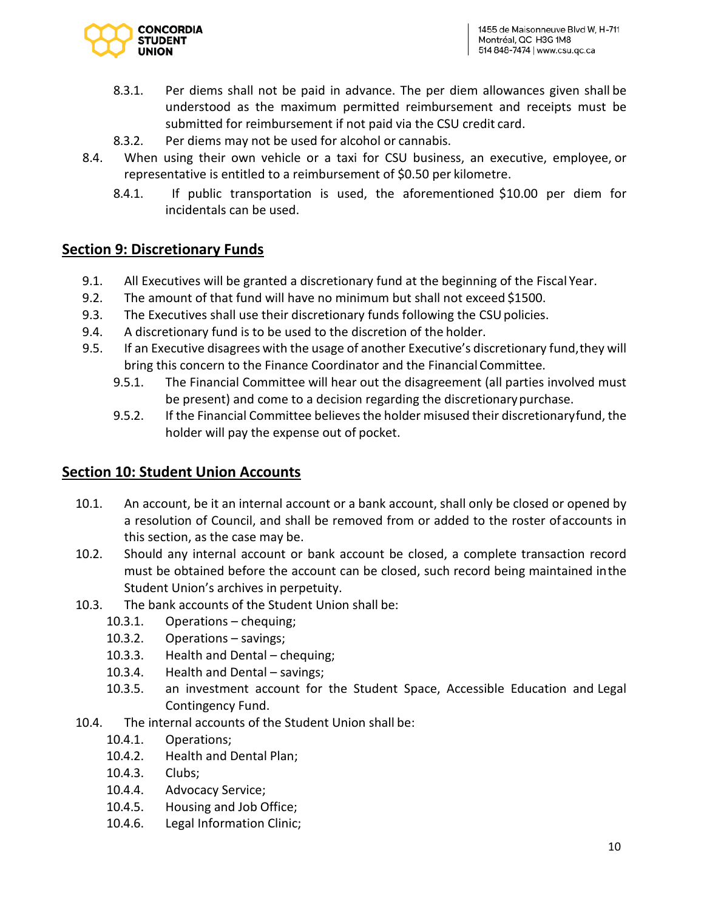- 8.3.1. Per diems shall not be paid in advance. The per diem allowances given shall be understood as the maximum permitted reimbursement and receipts must be submitted for reimbursement if not paid via the CSU credit card.
- 8.3.2. Per diems may not be used for alcohol or cannabis.

8.4. When using their own vehicle or a taxi for CSU business, an executive, employee, or representative is entitled to a reimbursement of $0.50 per kilometre.

- 8.4.1. If public transportation is used, the aforementioned $10.00 per diem for incidentals can be used.

## Section 9: Discretionary Funds

9.1. All Executives will be granted a discretionary fund at the beginning of the Fiscal Year.

9.2. The amount of that fund will have no minimum but shall not exceed $1500.

9.3. The Executives shall use their discretionary funds following the CSU policies.

9.4. A discretionary fund is to be used to the discretion of the holder.

9.5. If an Executive disagrees with the usage of another Executive's discretionary fund, they will bring this concern to the Finance Coordinator and the Financial Committee.

- 9.5.1. The Financial Committee will hear out the disagreement (all parties involved must be present) and come to a decision regarding the discretionary purchase.
- 9.5.2. If the Financial Committee believes the holder misused their discretionary fund, the holder will pay the expense out of pocket.

## Section 10: Student Union Accounts

10.1. An account, be it an internal account or a bank account, shall only be closed or opened by a resolution of Council, and shall be removed from or added to the roster of accounts in this section, as the case may be.

10.2. Should any internal account or bank account be closed, a complete transaction record must be obtained before the account can be closed, such record being maintained in the Student Union's archives in perpetuity.

10.3. The bank accounts of the Student Union shall be:

- 10.3.1. Operations – chequing;
- 10.3.2. Operations – savings;
- 10.3.3. Health and Dental – chequing;
- 10.3.4. Health and Dental – savings;
- 10.3.5. an investment account for the Student Space, Accessible Education and Legal Contingency Fund.

10.4. The internal accounts of the Student Union shall be:

- 10.4.1. Operations;
- 10.4.2. Health and Dental Plan;
- 10.4.3. Clubs;
- 10.4.4. Advocacy Service;
- 10.4.5. Housing and Job Office;
- 10.4.6. Legal Information Clinic;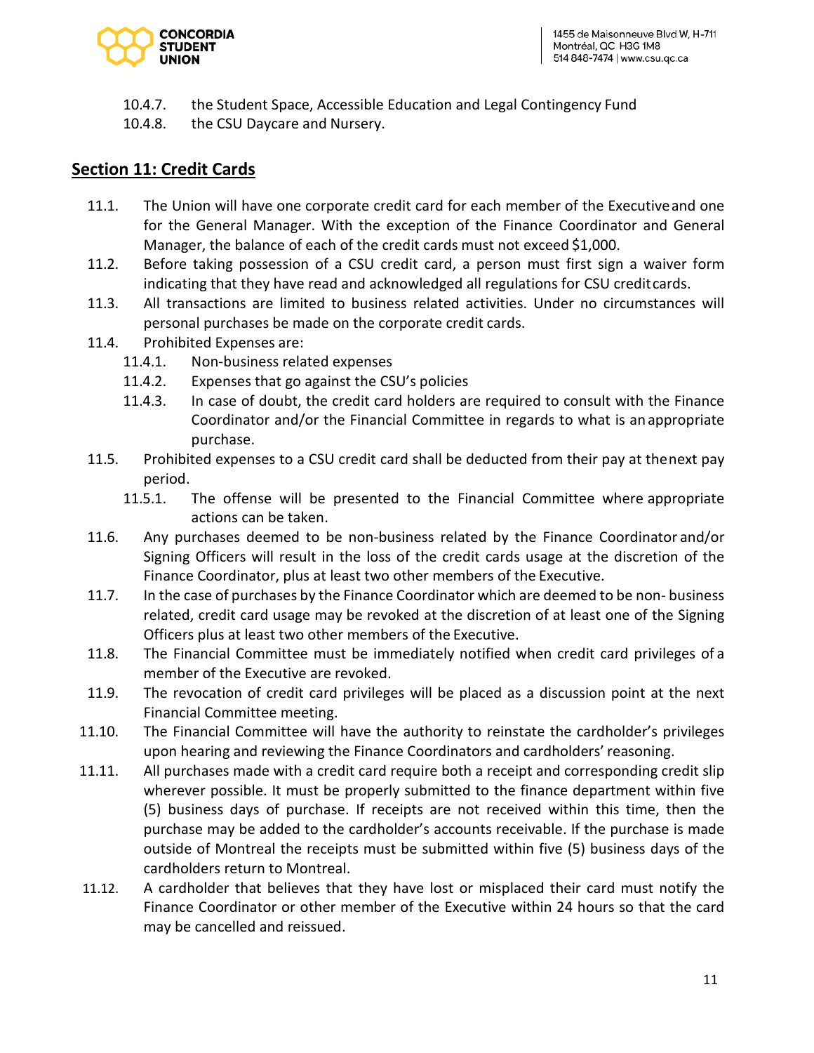10.4.7. the Student Space, Accessible Education and Legal Contingency Fund
10.4.8. the CSU Daycare and Nursery.

## Section 11: Credit Cards

11.1. The Union will have one corporate credit card for each member of the Executive and one for the General Manager. With the exception of the Finance Coordinator and General Manager, the balance of each of the credit cards must not exceed $1,000.

11.2. Before taking possession of a CSU credit card, a person must first sign a waiver form indicating that they have read and acknowledged all regulations for CSU credit cards.

11.3. All transactions are limited to business related activities. Under no circumstances will personal purchases be made on the corporate credit cards.

11.4. Prohibited Expenses are:

- 11.4.1. Non-business related expenses
- 11.4.2. Expenses that go against the CSU's policies
- 11.4.3. In case of doubt, the credit card holders are required to consult with the Finance Coordinator and/or the Financial Committee in regards to what is an appropriate purchase.

11.5. Prohibited expenses to a CSU credit card shall be deducted from their pay at the next pay period.

- 11.5.1. The offense will be presented to the Financial Committee where appropriate actions can be taken.

11.6. Any purchases deemed to be non-business related by the Finance Coordinator and/or Signing Officers will result in the loss of the credit cards usage at the discretion of the Finance Coordinator, plus at least two other members of the Executive.

11.7. In the case of purchases by the Finance Coordinator which are deemed to be non- business related, credit card usage may be revoked at the discretion of at least one of the Signing Officers plus at least two other members of the Executive.

11.8. The Financial Committee must be immediately notified when credit card privileges of a member of the Executive are revoked.

11.9. The revocation of credit card privileges will be placed as a discussion point at the next Financial Committee meeting.

11.10. The Financial Committee will have the authority to reinstate the cardholder's privileges upon hearing and reviewing the Finance Coordinators and cardholders' reasoning.

11.11. All purchases made with a credit card require both a receipt and corresponding credit slip wherever possible. It must be properly submitted to the finance department within five (5) business days of purchase. If receipts are not received within this time, then the purchase may be added to the cardholder's accounts receivable. If the purchase is made outside of Montreal the receipts must be submitted within five (5) business days of the cardholders return to Montreal.

11.12. A cardholder that believes that they have lost or misplaced their card must notify the Finance Coordinator or other member of the Executive within 24 hours so that the card may be cancelled and reissued.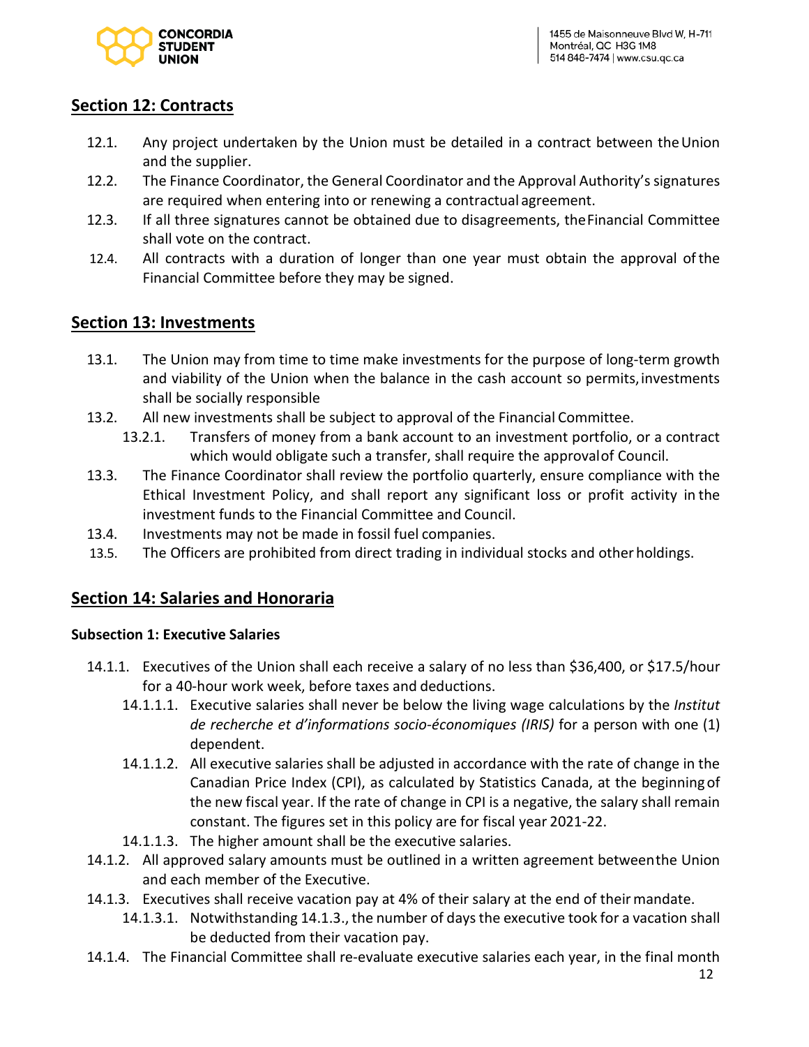## Section 12: Contracts

12.1. Any project undertaken by the Union must be detailed in a contract between the Union and the supplier.

12.2. The Finance Coordinator, the General Coordinator and the Approval Authority's signatures are required when entering into or renewing a contractual agreement.

12.3. If all three signatures cannot be obtained due to disagreements, the Financial Committee shall vote on the contract.

12.4. All contracts with a duration of longer than one year must obtain the approval of the Financial Committee before they may be signed.

## Section 13: Investments

13.1. The Union may from time to time make investments for the purpose of long-term growth and viability of the Union when the balance in the cash account so permits, investments shall be socially responsible

13.2. All new investments shall be subject to approval of the Financial Committee.

- 13.2.1. Transfers of money from a bank account to an investment portfolio, or a contract which would obligate such a transfer, shall require the approval of Council.

13.3. The Finance Coordinator shall review the portfolio quarterly, ensure compliance with the Ethical Investment Policy, and shall report any significant loss or profit activity in the investment funds to the Financial Committee and Council.

13.4. Investments may not be made in fossil fuel companies.

13.5. The Officers are prohibited from direct trading in individual stocks and other holdings.

## Section 14: Salaries and Honoraria

### Subsection 1: Executive Salaries

14.1.1. Executives of the Union shall each receive a salary of no less than $36,400, or $17.5/hour for a 40-hour work week, before taxes and deductions.

- 14.1.1.1. Executive salaries shall never be below the living wage calculations by the *Institut de recherche et d'informations socio-économiques (IRIS)* for a person with one (1) dependent.
- 14.1.1.2. All executive salaries shall be adjusted in accordance with the rate of change in the Canadian Price Index (CPI), as calculated by Statistics Canada, at the beginning of the new fiscal year. If the rate of change in CPI is a negative, the salary shall remain constant. The figures set in this policy are for fiscal year 2021-22.
- 14.1.1.3. The higher amount shall be the executive salaries.

14.1.2. All approved salary amounts must be outlined in a written agreement between the Union and each member of the Executive.

14.1.3. Executives shall receive vacation pay at 4% of their salary at the end of their mandate.

- 14.1.3.1. Notwithstanding 14.1.3., the number of days the executive took for a vacation shall be deducted from their vacation pay.

14.1.4. The Financial Committee shall re-evaluate executive salaries each year, in the final month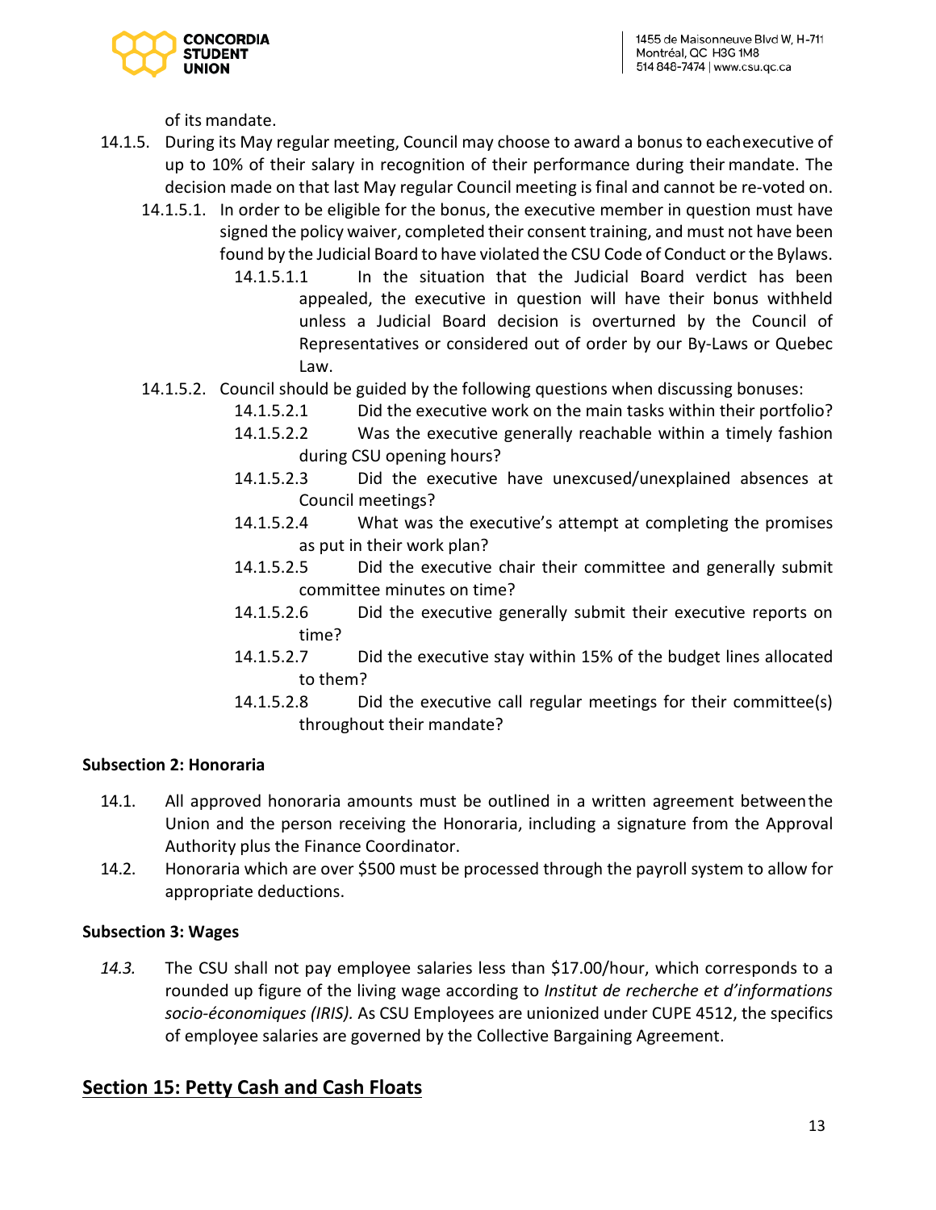of its mandate.

14.1.5. During its May regular meeting, Council may choose to award a bonus to each executive of up to 10% of their salary in recognition of their performance during their mandate. The decision made on that last May regular Council meeting is final and cannot be re-voted on.

14.1.5.1. In order to be eligible for the bonus, the executive member in question must have signed the policy waiver, completed their consent training, and must not have been found by the Judicial Board to have violated the CSU Code of Conduct or the Bylaws.

14.1.5.1.1 In the situation that the Judicial Board verdict has been appealed, the executive in question will have their bonus withheld unless a Judicial Board decision is overturned by the Council of Representatives or considered out of order by our By-Laws or Quebec Law.

14.1.5.2. Council should be guided by the following questions when discussing bonuses:

14.1.5.2.1 Did the executive work on the main tasks within their portfolio?

14.1.5.2.2 Was the executive generally reachable within a timely fashion during CSU opening hours?

14.1.5.2.3 Did the executive have unexcused/unexplained absences at Council meetings?

14.1.5.2.4 What was the executive's attempt at completing the promises as put in their work plan?

14.1.5.2.5 Did the executive chair their committee and generally submit committee minutes on time?

14.1.5.2.6 Did the executive generally submit their executive reports on time?

14.1.5.2.7 Did the executive stay within 15% of the budget lines allocated to them?

14.1.5.2.8 Did the executive call regular meetings for their committee(s) throughout their mandate?

**Subsection 2: Honoraria**

14.1. All approved honoraria amounts must be outlined in a written agreement between the Union and the person receiving the Honoraria, including a signature from the Approval Authority plus the Finance Coordinator.

14.2. Honoraria which are over $500 must be processed through the payroll system to allow for appropriate deductions.

**Subsection 3: Wages**

*14.3.* The CSU shall not pay employee salaries less than $17.00/hour, which corresponds to a rounded up figure of the living wage according to *Institut de recherche et d'informations socio-économiques (IRIS).* As CSU Employees are unionized under CUPE 4512, the specifics of employee salaries are governed by the Collective Bargaining Agreement.

## Section 15: Petty Cash and Cash Floats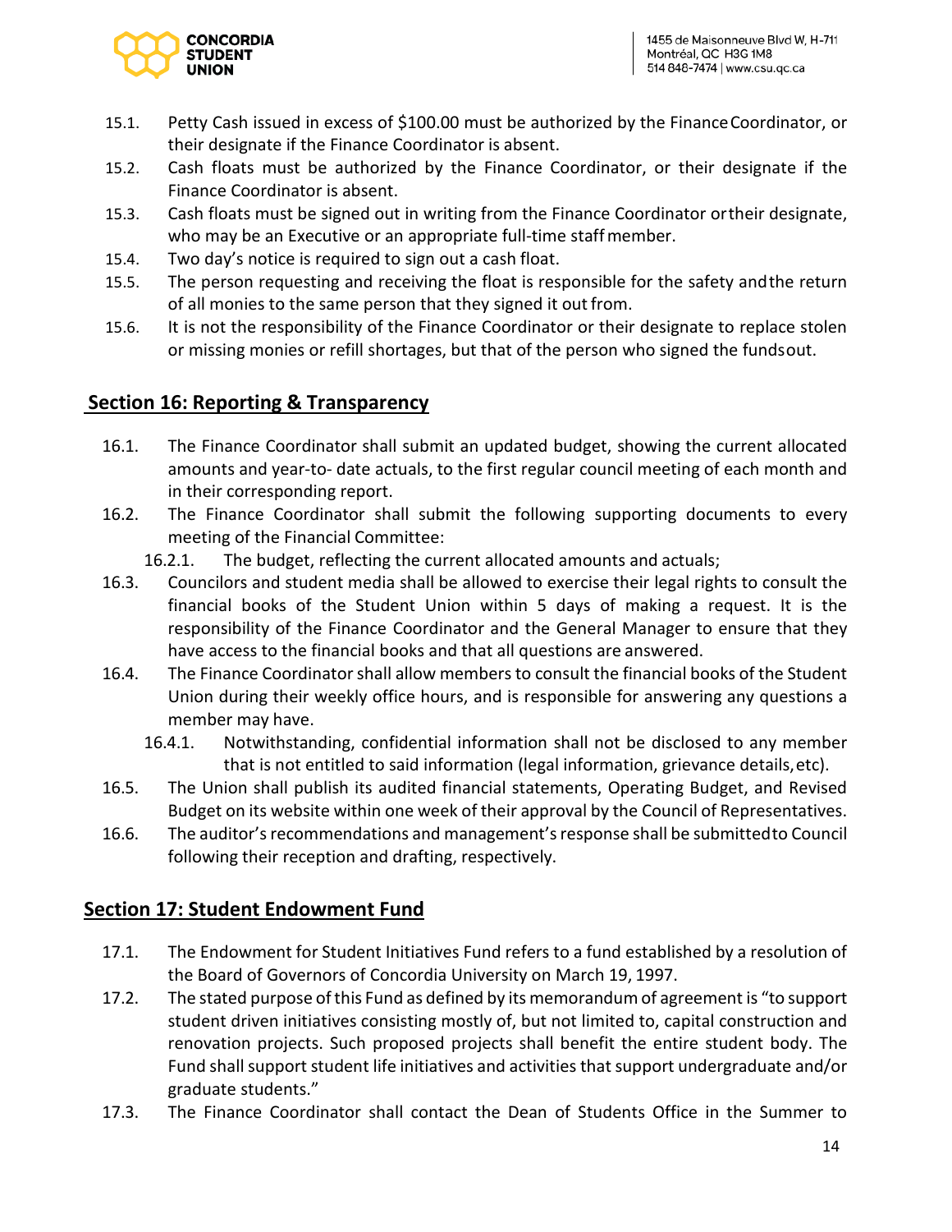15.1. Petty Cash issued in excess of $100.00 must be authorized by the Finance Coordinator, or their designate if the Finance Coordinator is absent.

15.2. Cash floats must be authorized by the Finance Coordinator, or their designate if the Finance Coordinator is absent.

15.3. Cash floats must be signed out in writing from the Finance Coordinator or their designate, who may be an Executive or an appropriate full-time staff member.

15.4. Two day's notice is required to sign out a cash float.

15.5. The person requesting and receiving the float is responsible for the safety and the return of all monies to the same person that they signed it out from.

15.6. It is not the responsibility of the Finance Coordinator or their designate to replace stolen or missing monies or refill shortages, but that of the person who signed the funds out.

## Section 16: Reporting & Transparency

16.1. The Finance Coordinator shall submit an updated budget, showing the current allocated amounts and year-to- date actuals, to the first regular council meeting of each month and in their corresponding report.

16.2. The Finance Coordinator shall submit the following supporting documents to every meeting of the Financial Committee:

- 16.2.1. The budget, reflecting the current allocated amounts and actuals;

16.3. Councilors and student media shall be allowed to exercise their legal rights to consult the financial books of the Student Union within 5 days of making a request. It is the responsibility of the Finance Coordinator and the General Manager to ensure that they have access to the financial books and that all questions are answered.

16.4. The Finance Coordinator shall allow members to consult the financial books of the Student Union during their weekly office hours, and is responsible for answering any questions a member may have.

- 16.4.1. Notwithstanding, confidential information shall not be disclosed to any member that is not entitled to said information (legal information, grievance details, etc).

16.5. The Union shall publish its audited financial statements, Operating Budget, and Revised Budget on its website within one week of their approval by the Council of Representatives.

16.6. The auditor's recommendations and management's response shall be submitted to Council following their reception and drafting, respectively.

## Section 17: Student Endowment Fund

17.1. The Endowment for Student Initiatives Fund refers to a fund established by a resolution of the Board of Governors of Concordia University on March 19, 1997.

17.2. The stated purpose of this Fund as defined by its memorandum of agreement is "to support student driven initiatives consisting mostly of, but not limited to, capital construction and renovation projects. Such proposed projects shall benefit the entire student body. The Fund shall support student life initiatives and activities that support undergraduate and/or graduate students."

17.3. The Finance Coordinator shall contact the Dean of Students Office in the Summer to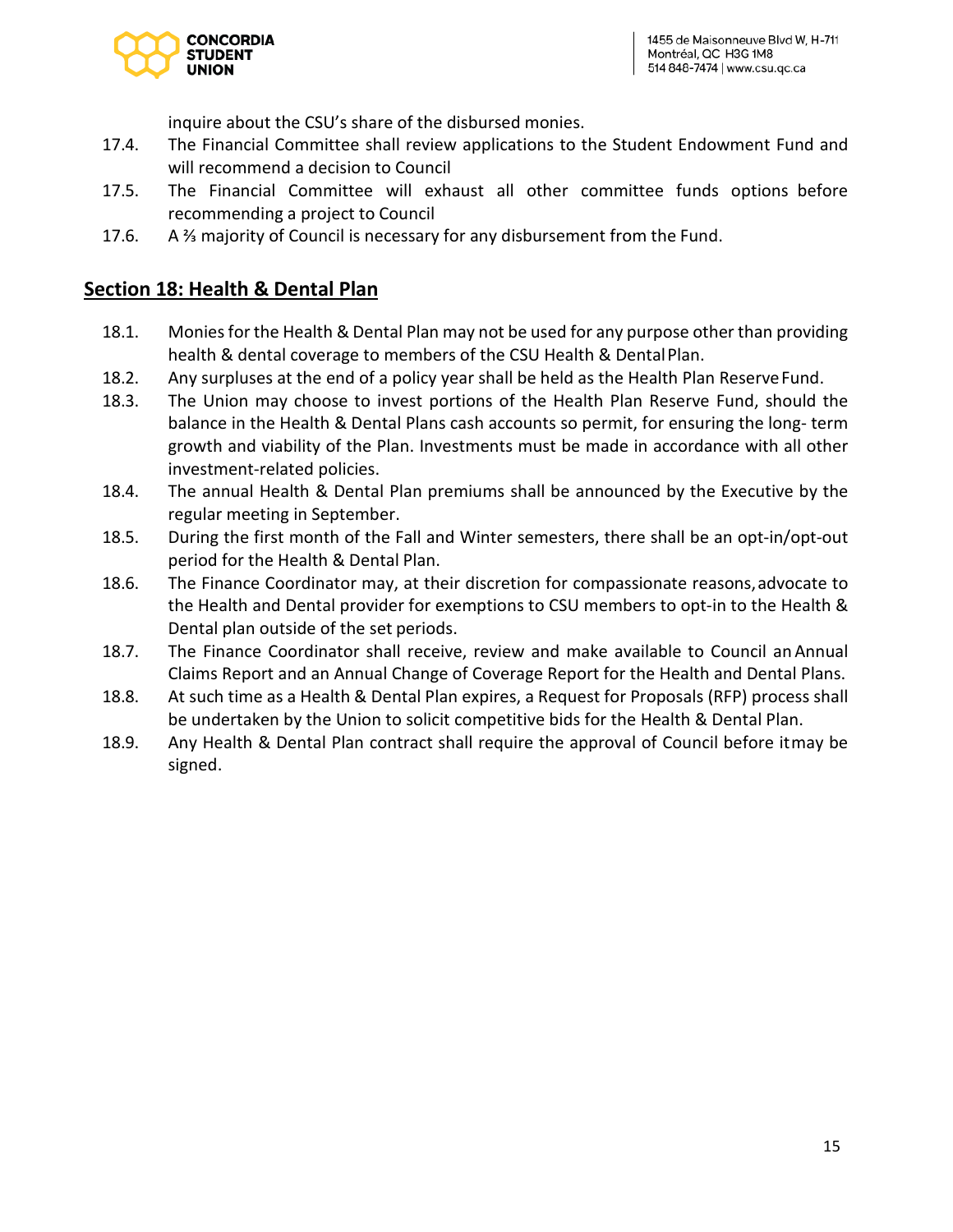inquire about the CSU's share of the disbursed monies.

17.4. The Financial Committee shall review applications to the Student Endowment Fund and will recommend a decision to Council

17.5. The Financial Committee will exhaust all other committee funds options before recommending a project to Council

17.6. A ⅔ majority of Council is necessary for any disbursement from the Fund.

## Section 18: Health & Dental Plan

18.1. Monies for the Health & Dental Plan may not be used for any purpose other than providing health & dental coverage to members of the CSU Health & Dental Plan.

18.2. Any surpluses at the end of a policy year shall be held as the Health Plan Reserve Fund.

18.3. The Union may choose to invest portions of the Health Plan Reserve Fund, should the balance in the Health & Dental Plans cash accounts so permit, for ensuring the long- term growth and viability of the Plan. Investments must be made in accordance with all other investment-related policies.

18.4. The annual Health & Dental Plan premiums shall be announced by the Executive by the regular meeting in September.

18.5. During the first month of the Fall and Winter semesters, there shall be an opt-in/opt-out period for the Health & Dental Plan.

18.6. The Finance Coordinator may, at their discretion for compassionate reasons, advocate to the Health and Dental provider for exemptions to CSU members to opt-in to the Health & Dental plan outside of the set periods.

18.7. The Finance Coordinator shall receive, review and make available to Council an Annual Claims Report and an Annual Change of Coverage Report for the Health and Dental Plans.

18.8. At such time as a Health & Dental Plan expires, a Request for Proposals (RFP) process shall be undertaken by the Union to solicit competitive bids for the Health & Dental Plan.

18.9. Any Health & Dental Plan contract shall require the approval of Council before it may be signed.